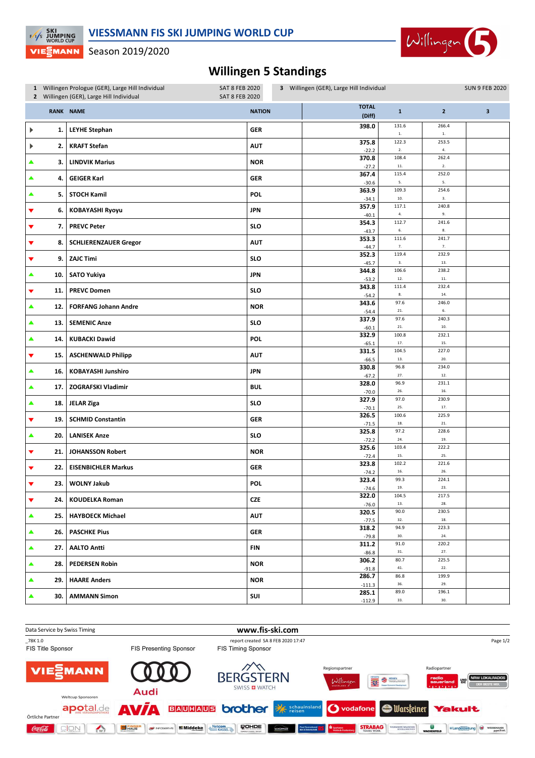# VIESSMANN FIS SKI JUMPING WORLD CUP

Season 2019/2020

## Willingen 5 Standings

1 Willingen Prologue (GER), Large Hill Individual — SAT 8 FEB 2020
2 Willingen (GER), Large Hill Individual — SAT 8 FEB 2020
3 Willingen (GER), Large Hill Individual — SUN 9 FEB 2020

| | RANK | NAME | NATION | TOTAL (Diff) | 1 | 2 | 3 |
|---|---|---|---|---|---|---|---|
| ▶ | 1. | LEYHE Stephan | GER | 398.0 | 131.6 1. | 266.4 1. | |
| ▶ | 2. | KRAFT Stefan | AUT | 375.8 -22.2 | 122.3 2. | 253.5 4. | |
| ▲ | 3. | LINDVIK Marius | NOR | 370.8 -27.2 | 108.4 11. | 262.4 2. | |
| ▲ | 4. | GEIGER Karl | GER | 367.4 -30.6 | 115.4 5. | 252.0 5. | |
| ▲ | 5. | STOCH Kamil | POL | 363.9 -34.1 | 109.3 10. | 254.6 3. | |
| ▼ | 6. | KOBAYASHI Ryoyu | JPN | 357.9 -40.1 | 117.1 4. | 240.8 9. | |
| ▼ | 7. | PREVC Peter | SLO | 354.3 -43.7 | 112.7 6. | 241.6 8. | |
| ▼ | 8. | SCHLIERENZAUER Gregor | AUT | 353.3 -44.7 | 111.6 7. | 241.7 7. | |
| ▼ | 9. | ZAJC Timi | SLO | 352.3 -45.7 | 119.4 3. | 232.9 13. | |
| ▲ | 10. | SATO Yukiya | JPN | 344.8 -53.2 | 106.6 12. | 238.2 11. | |
| ▼ | 11. | PREVC Domen | SLO | 343.8 -54.2 | 111.4 8. | 232.4 14. | |
| ▲ | 12. | FORFANG Johann Andre | NOR | 343.6 -54.4 | 97.6 21. | 246.0 6. | |
| ▲ | 13. | SEMENIC Anze | SLO | 337.9 -60.1 | 97.6 21. | 240.3 10. | |
| ▲ | 14. | KUBACKI Dawid | POL | 332.9 -65.1 | 100.8 17. | 232.1 15. | |
| ▼ | 15. | ASCHENWALD Philipp | AUT | 331.5 -66.5 | 104.5 13. | 227.0 20. | |
| ▲ | 16. | KOBAYASHI Junshiro | JPN | 330.8 -67.2 | 96.8 27. | 234.0 12. | |
| ▲ | 17. | ZOGRAFSKI Vladimir | BUL | 328.0 -70.0 | 96.9 26. | 231.1 16. | |
| ▲ | 18. | JELAR Ziga | SLO | 327.9 -70.1 | 97.0 25. | 230.9 17. | |
| ▼ | 19. | SCHMID Constantin | GER | 326.5 -71.5 | 100.6 18. | 225.9 21. | |
| ▲ | 20. | LANISEK Anze | SLO | 325.8 -72.2 | 97.2 24. | 228.6 19. | |
| ▼ | 21. | JOHANSSON Robert | NOR | 325.6 -72.4 | 103.4 15. | 222.2 25. | |
| ▼ | 22. | EISENBICHLER Markus | GER | 323.8 -74.2 | 102.2 16. | 221.6 26. | |
| ▼ | 23. | WOLNY Jakub | POL | 323.4 -74.6 | 99.3 19. | 224.1 23. | |
| ▼ | 24. | KOUDELKA Roman | CZE | 322.0 -76.0 | 104.5 13. | 217.5 28. | |
| ▲ | 25. | HAYBOECK Michael | AUT | 320.5 -77.5 | 90.0 32. | 230.5 18. | |
| ▲ | 26. | PASCHKE Pius | GER | 318.2 -79.8 | 94.9 30. | 223.3 24. | |
| ▲ | 27. | AALTO Antti | FIN | 311.2 -86.8 | 91.0 31. | 220.2 27. | |
| ▲ | 28. | PEDERSEN Robin | NOR | 306.2 -91.8 | 80.7 41. | 225.5 22. | |
| ▲ | 29. | HAARE Anders | NOR | 286.7 -111.3 | 86.8 36. | 199.9 29. | |
| ▲ | 30. | AMMANN Simon | SUI | 285.1 -112.9 | 89.0 33. | 196.1 30. | |

Data Service by Swiss Timing — www.fis-ski.com

_78K 1.0 — report created SA 8 FEB 2020 17:47

FIS Title Sponsor — FIS Presenting Sponsor — FIS Timing Sponsor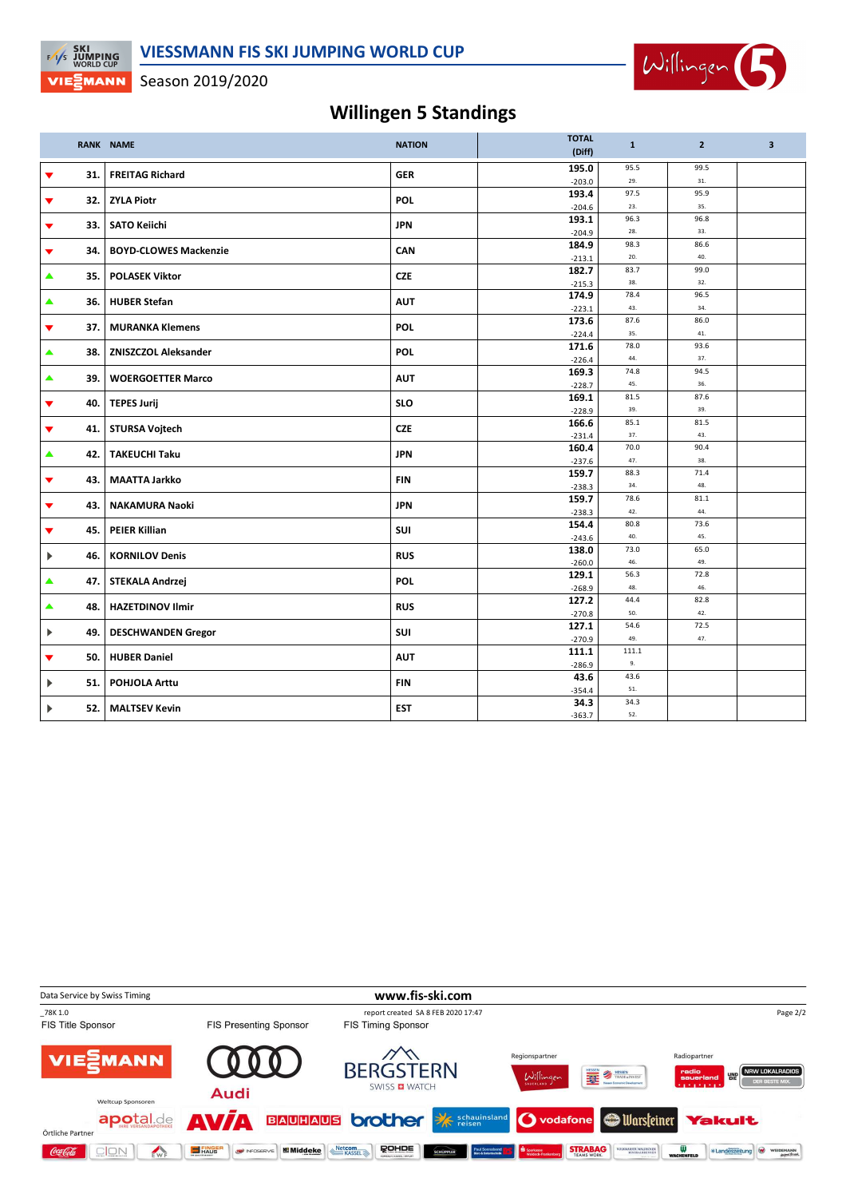# VIESSMANN FIS SKI JUMPING WORLD CUP

Season 2019/2020

## Willingen 5 Standings

| | RANK | NAME | NATION | TOTAL (Diff) | 1 | 2 | 3 |
|---|---|---|---|---|---|---|---|
| ▼ | 31. | FREITAG Richard | GER | 195.0 -203.0 | 95.5 29. | 99.5 31. | |
| ▼ | 32. | ZYLA Piotr | POL | 193.4 -204.6 | 97.5 23. | 95.9 35. | |
| ▼ | 33. | SATO Keiichi | JPN | 193.1 -204.9 | 96.3 28. | 96.8 33. | |
| ▼ | 34. | BOYD-CLOWES Mackenzie | CAN | 184.9 -213.1 | 98.3 20. | 86.6 40. | |
| ▲ | 35. | POLASEK Viktor | CZE | 182.7 -215.3 | 83.7 38. | 99.0 32. | |
| ▲ | 36. | HUBER Stefan | AUT | 174.9 -223.1 | 78.4 43. | 96.5 34. | |
| ▼ | 37. | MURANKA Klemens | POL | 173.6 -224.4 | 87.6 35. | 86.0 41. | |
| ▲ | 38. | ZNISZCZOL Aleksander | POL | 171.6 -226.4 | 78.0 44. | 93.6 37. | |
| ▲ | 39. | WOERGOETTER Marco | AUT | 169.3 -228.7 | 74.8 45. | 94.5 36. | |
| ▼ | 40. | TEPES Jurij | SLO | 169.1 -228.9 | 81.5 39. | 87.6 39. | |
| ▼ | 41. | STURSA Vojtech | CZE | 166.6 -231.4 | 85.1 37. | 81.5 43. | |
| ▲ | 42. | TAKEUCHI Taku | JPN | 160.4 -237.6 | 70.0 47. | 90.4 38. | |
| ▼ | 43. | MAATTA Jarkko | FIN | 159.7 -238.3 | 88.3 34. | 71.4 48. | |
| ▼ | 43. | NAKAMURA Naoki | JPN | 159.7 -238.3 | 78.6 42. | 81.1 44. | |
| ▼ | 45. | PEIER Killian | SUI | 154.4 -243.6 | 80.8 40. | 73.6 45. | |
| ► | 46. | KORNILOV Denis | RUS | 138.0 -260.0 | 73.0 46. | 65.0 49. | |
| ▲ | 47. | STEKALA Andrzej | POL | 129.1 -268.9 | 56.3 48. | 72.8 46. | |
| ▲ | 48. | HAZETDINOV Ilmir | RUS | 127.2 -270.8 | 44.4 50. | 82.8 42. | |
| ► | 49. | DESCHWANDEN Gregor | SUI | 127.1 -270.9 | 54.6 49. | 72.5 47. | |
| ▼ | 50. | HUBER Daniel | AUT | 111.1 -286.9 | 111.1 9. | | |
| ► | 51. | POHJOLA Arttu | FIN | 43.6 -354.4 | 43.6 51. | | |
| ► | 52. | MALTSEV Kevin | EST | 34.3 -363.7 | 34.3 52. | | |

Data Service by Swiss Timing

www.fis-ski.com

_78K 1.0

report created SA 8 FEB 2020 17:47

FIS Title Sponsor

FIS Presenting Sponsor

FIS Timing Sponsor

Regionspartner

Radiopartner

Weltcup Sponsoren

Örtliche Partner